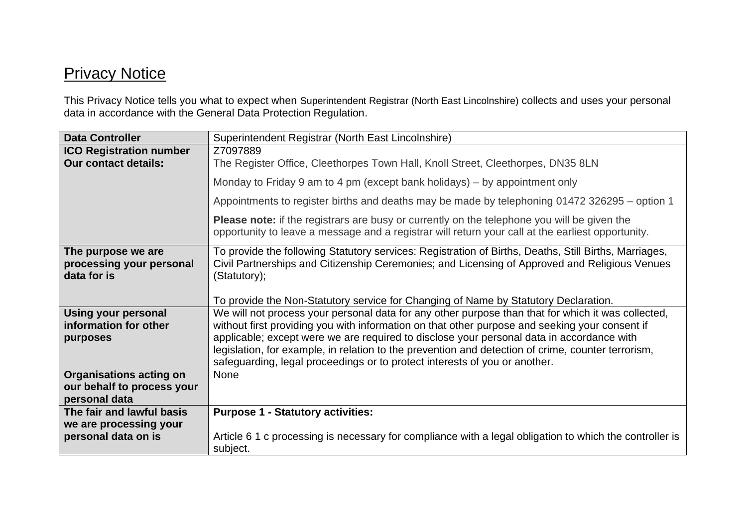# Privacy Notice

This Privacy Notice tells you what to expect when Superintendent Registrar (North East Lincolnshire) collects and uses your personal data in accordance with the General Data Protection Regulation.

| **Data Controller** | Superintendent Registrar (North East Lincolnshire) |
|---|---|
| **ICO Registration number** | Z7097889 |
| **Our contact details:** | The Register Office, Cleethorpes Town Hall, Knoll Street, Cleethorpes, DN35 8LN<br><br>Monday to Friday 9 am to 4 pm (except bank holidays) – by appointment only<br><br>Appointments to register births and deaths may be made by telephoning 01472 326295 – option 1<br><br>**Please note:** if the registrars are busy or currently on the telephone you will be given the opportunity to leave a message and a registrar will return your call at the earliest opportunity. |
| **The purpose we are processing your personal data for is** | To provide the following Statutory services: Registration of Births, Deaths, Still Births, Marriages, Civil Partnerships and Citizenship Ceremonies; and Licensing of Approved and Religious Venues (Statutory);<br><br>To provide the Non-Statutory service for Changing of Name by Statutory Declaration. |
| **Using your personal information for other purposes** | We will not process your personal data for any other purpose than that for which it was collected, without first providing you with information on that other purpose and seeking your consent if applicable; except were we are required to disclose your personal data in accordance with legislation, for example, in relation to the prevention and detection of crime, counter terrorism, safeguarding, legal proceedings or to protect interests of you or another. |
| **Organisations acting on our behalf to process your personal data** | None |
| **The fair and lawful basis we are processing your personal data on is** | **Purpose 1 - Statutory activities:**<br><br>Article 6 1 c processing is necessary for compliance with a legal obligation to which the controller is subject. |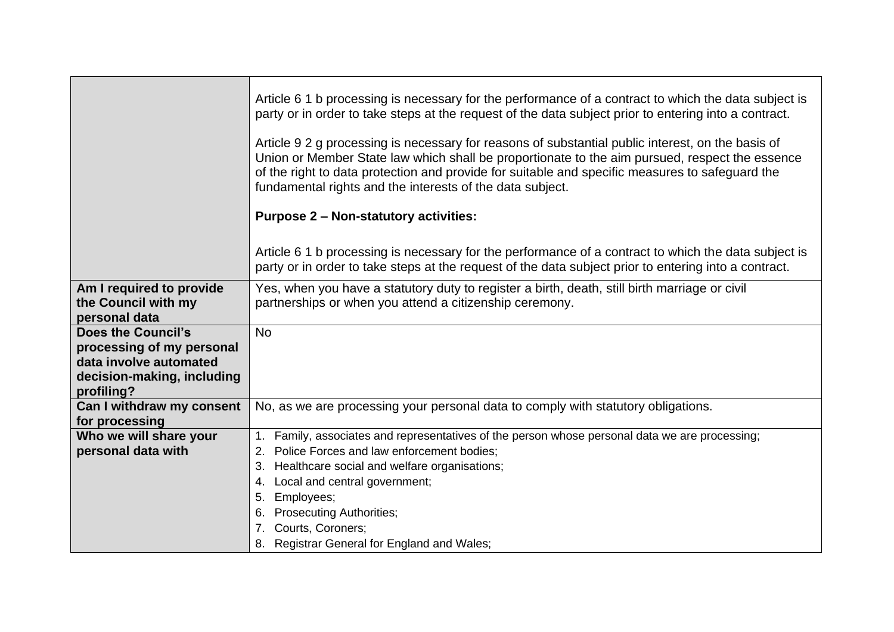| | |
|---|---|
| | Article 6 1 b processing is necessary for the performance of a contract to which the data subject is party or in order to take steps at the request of the data subject prior to entering into a contract.<br><br>Article 9 2 g processing is necessary for reasons of substantial public interest, on the basis of Union or Member State law which shall be proportionate to the aim pursued, respect the essence of the right to data protection and provide for suitable and specific measures to safeguard the fundamental rights and the interests of the data subject.<br><br>**Purpose 2 – Non-statutory activities:**<br><br>Article 6 1 b processing is necessary for the performance of a contract to which the data subject is party or in order to take steps at the request of the data subject prior to entering into a contract. |
| **Am I required to provide the Council with my personal data** | Yes, when you have a statutory duty to register a birth, death, still birth marriage or civil partnerships or when you attend a citizenship ceremony. |
| **Does the Council's processing of my personal data involve automated decision-making, including profiling?** | No |
| **Can I withdraw my consent for processing** | No, as we are processing your personal data to comply with statutory obligations. |
| **Who we will share your personal data with** | 1. Family, associates and representatives of the person whose personal data we are processing;<br>2. Police Forces and law enforcement bodies;<br>3. Healthcare social and welfare organisations;<br>4. Local and central government;<br>5. Employees;<br>6. Prosecuting Authorities;<br>7. Courts, Coroners;<br>8. Registrar General for England and Wales; |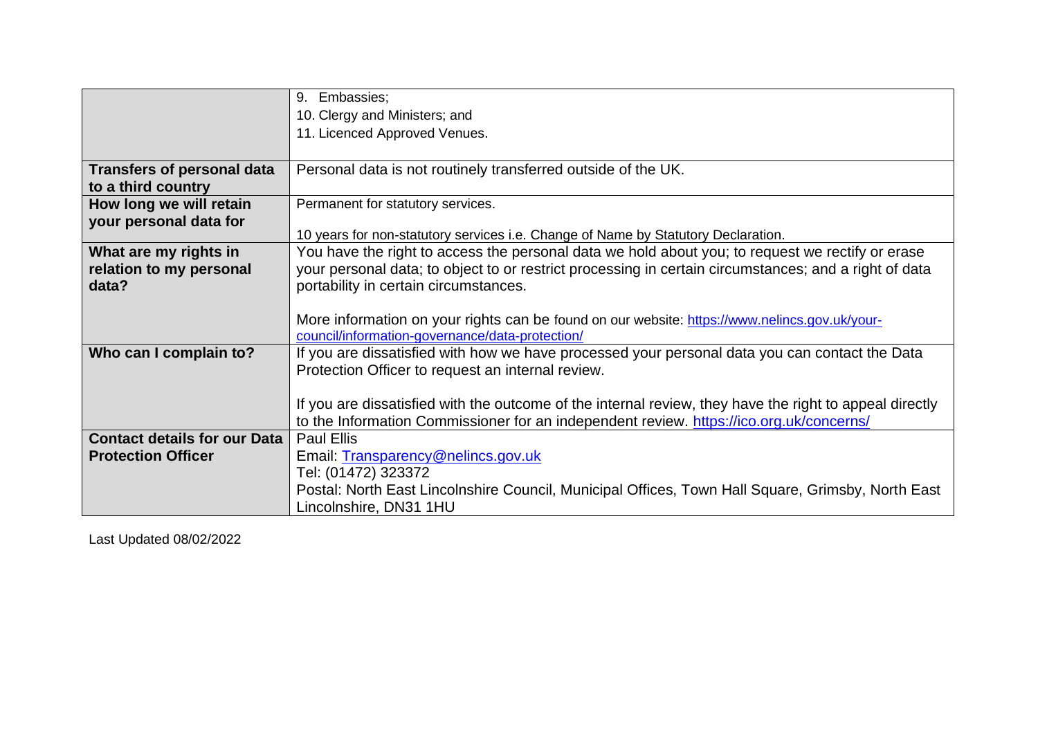| | |
|---|---|
| | 9. Embassies;<br>10. Clergy and Ministers; and<br>11. Licenced Approved Venues. |
| **Transfers of personal data to a third country** | Personal data is not routinely transferred outside of the UK. |
| **How long we will retain your personal data for** | Permanent for statutory services.<br><br>10 years for non-statutory services i.e. Change of Name by Statutory Declaration. |
| **What are my rights in relation to my personal data?** | You have the right to access the personal data we hold about you; to request we rectify or erase your personal data; to object to or restrict processing in certain circumstances; and a right of data portability in certain circumstances.<br><br>More information on your rights can be found on our website: https://www.nelincs.gov.uk/your-council/information-governance/data-protection/ |
| **Who can I complain to?** | If you are dissatisfied with how we have processed your personal data you can contact the Data Protection Officer to request an internal review.<br><br>If you are dissatisfied with the outcome of the internal review, they have the right to appeal directly to the Information Commissioner for an independent review. https://ico.org.uk/concerns/ |
| **Contact details for our Data Protection Officer** | Paul Ellis<br>Email: Transparency@nelincs.gov.uk<br>Tel: (01472) 323372<br>Postal: North East Lincolnshire Council, Municipal Offices, Town Hall Square, Grimsby, North East Lincolnshire, DN31 1HU |

Last Updated 08/02/2022